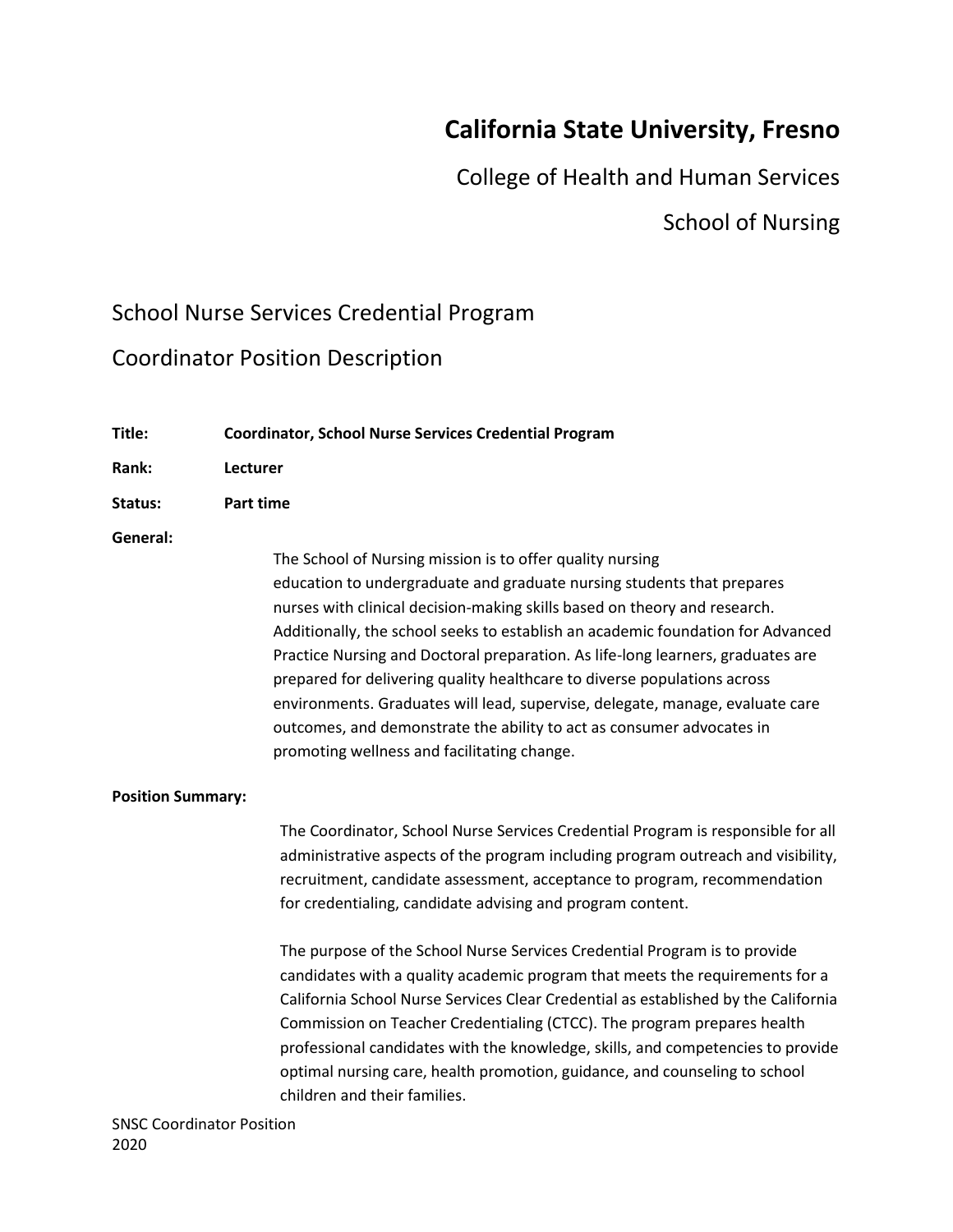# California State University, Fresno

## College of Health and Human Services

## School of Nursing

## School Nurse Services Credential Program

## Coordinator Position Description

**Title:** **Coordinator, School Nurse Services Credential Program**

**Rank:** **Lecturer**

**Status:** **Part time**

**General:**

The School of Nursing mission is to offer quality nursing education to undergraduate and graduate nursing students that prepares nurses with clinical decision-making skills based on theory and research. Additionally, the school seeks to establish an academic foundation for Advanced Practice Nursing and Doctoral preparation. As life-long learners, graduates are prepared for delivering quality healthcare to diverse populations across environments. Graduates will lead, supervise, delegate, manage, evaluate care outcomes, and demonstrate the ability to act as consumer advocates in promoting wellness and facilitating change.

**Position Summary:**

The Coordinator, School Nurse Services Credential Program is responsible for all administrative aspects of the program including program outreach and visibility, recruitment, candidate assessment, acceptance to program, recommendation for credentialing, candidate advising and program content.

The purpose of the School Nurse Services Credential Program is to provide candidates with a quality academic program that meets the requirements for a California School Nurse Services Clear Credential as established by the California Commission on Teacher Credentialing (CTCC). The program prepares health professional candidates with the knowledge, skills, and competencies to provide optimal nursing care, health promotion, guidance, and counseling to school children and their families.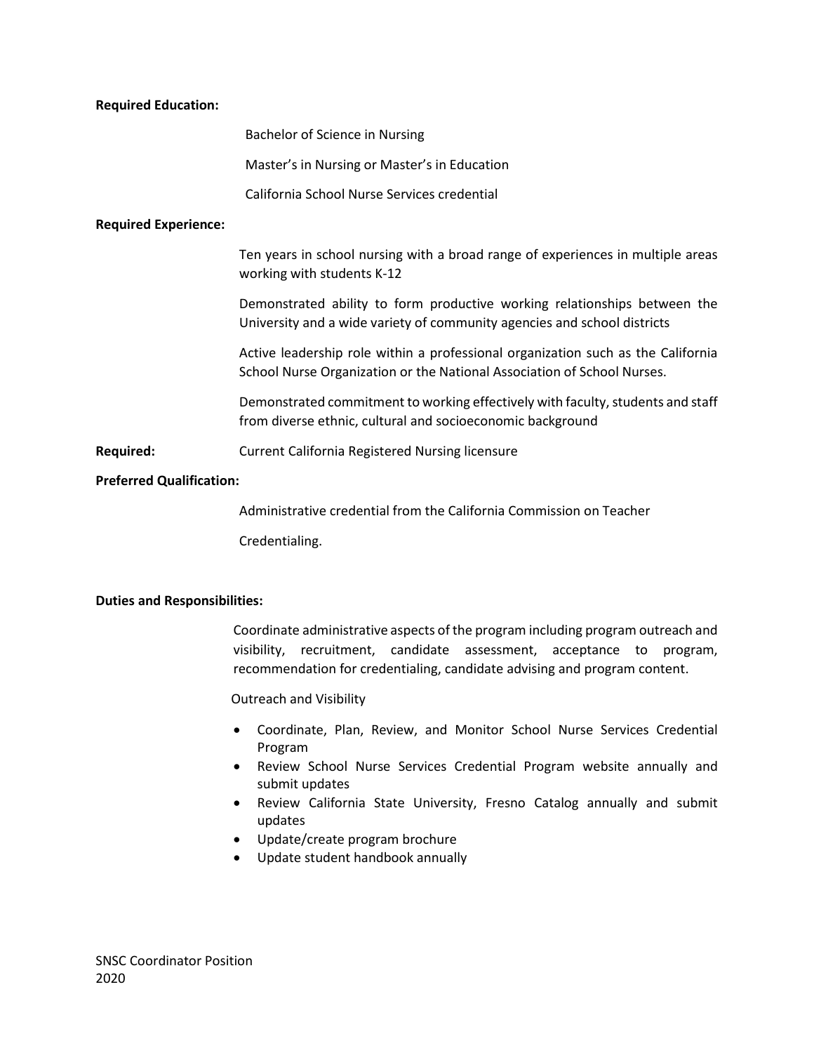**Required Education:**

Bachelor of Science in Nursing

Master's in Nursing or Master's in Education

California School Nurse Services credential

**Required Experience:**

Ten years in school nursing with a broad range of experiences in multiple areas working with students K-12

Demonstrated ability to form productive working relationships between the University and a wide variety of community agencies and school districts

Active leadership role within a professional organization such as the California School Nurse Organization or the National Association of School Nurses.

Demonstrated commitment to working effectively with faculty, students and staff from diverse ethnic, cultural and socioeconomic background

**Required:** Current California Registered Nursing licensure

**Preferred Qualification:**

Administrative credential from the California Commission on Teacher Credentialing.

**Duties and Responsibilities:**

Coordinate administrative aspects of the program including program outreach and visibility, recruitment, candidate assessment, acceptance to program, recommendation for credentialing, candidate advising and program content.

Outreach and Visibility

- Coordinate, Plan, Review, and Monitor School Nurse Services Credential Program
- Review School Nurse Services Credential Program website annually and submit updates
- Review California State University, Fresno Catalog annually and submit updates
- Update/create program brochure
- Update student handbook annually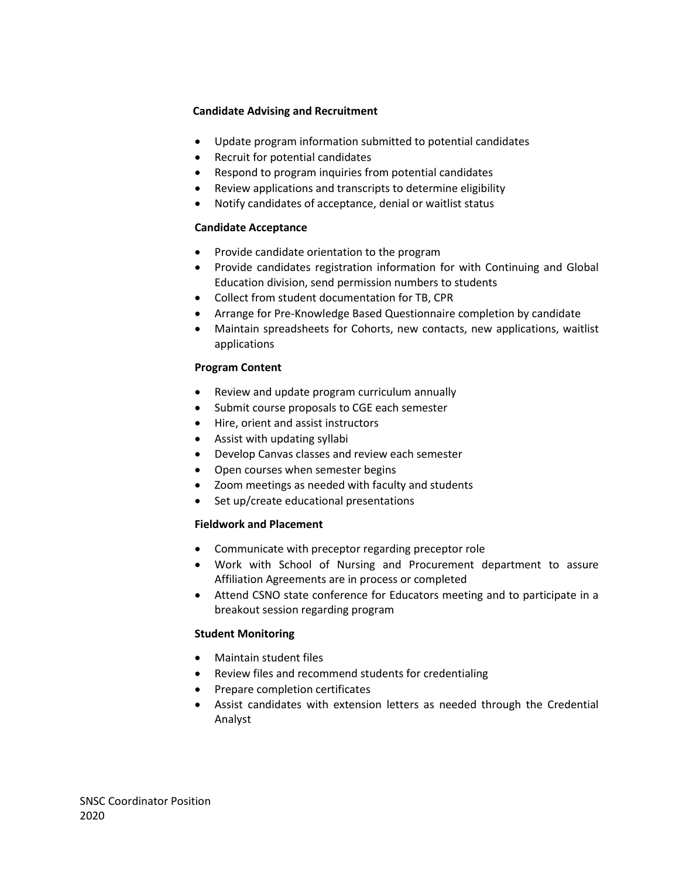**Candidate Advising and Recruitment**

- Update program information submitted to potential candidates
- Recruit for potential candidates
- Respond to program inquiries from potential candidates
- Review applications and transcripts to determine eligibility
- Notify candidates of acceptance, denial or waitlist status

**Candidate Acceptance**

- Provide candidate orientation to the program
- Provide candidates registration information for with Continuing and Global Education division, send permission numbers to students
- Collect from student documentation for TB, CPR
- Arrange for Pre-Knowledge Based Questionnaire completion by candidate
- Maintain spreadsheets for Cohorts, new contacts, new applications, waitlist applications

**Program Content**

- Review and update program curriculum annually
- Submit course proposals to CGE each semester
- Hire, orient and assist instructors
- Assist with updating syllabi
- Develop Canvas classes and review each semester
- Open courses when semester begins
- Zoom meetings as needed with faculty and students
- Set up/create educational presentations

**Fieldwork and Placement**

- Communicate with preceptor regarding preceptor role
- Work with School of Nursing and Procurement department to assure Affiliation Agreements are in process or completed
- Attend CSNO state conference for Educators meeting and to participate in a breakout session regarding program

**Student Monitoring**

- Maintain student files
- Review files and recommend students for credentialing
- Prepare completion certificates
- Assist candidates with extension letters as needed through the Credential Analyst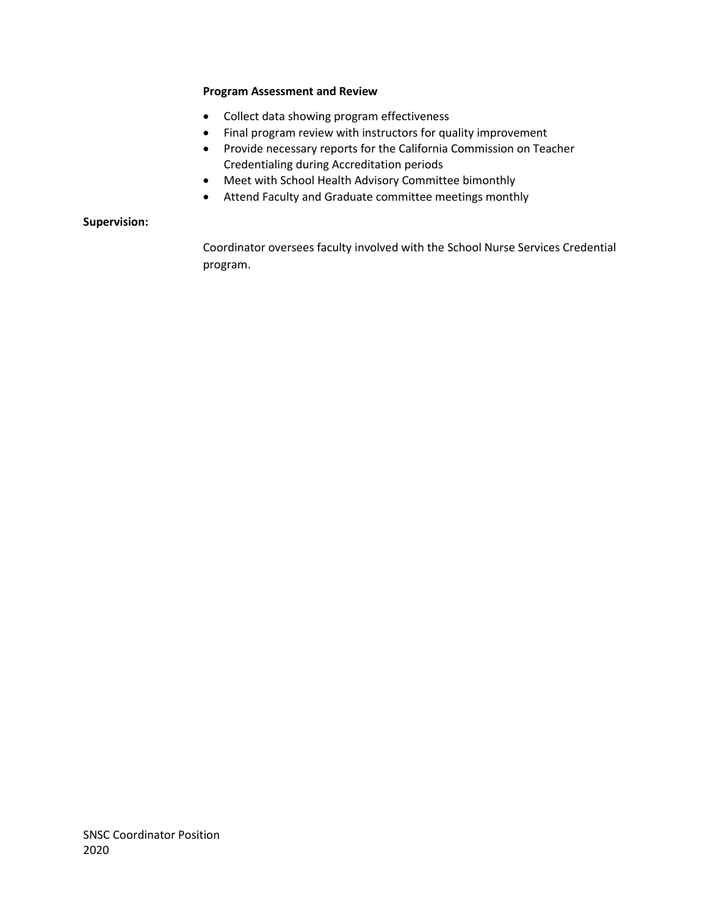**Program Assessment and Review**

- Collect data showing program effectiveness
- Final program review with instructors for quality improvement
- Provide necessary reports for the California Commission on Teacher Credentialing during Accreditation periods
- Meet with School Health Advisory Committee bimonthly
- Attend Faculty and Graduate committee meetings monthly

**Supervision:**

Coordinator oversees faculty involved with the School Nurse Services Credential program.